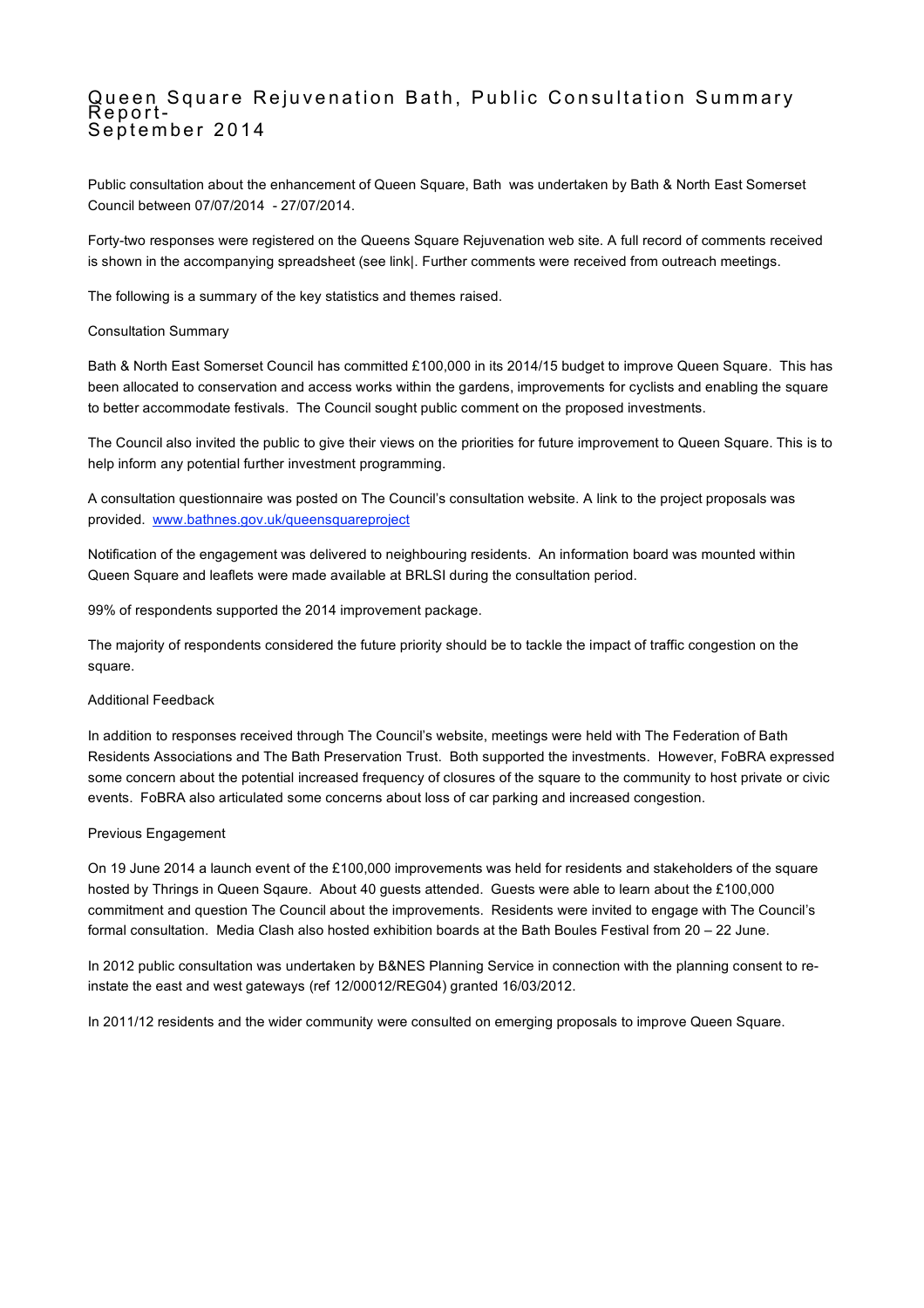# Queen Square Rejuvenation Bath, Public Consultation Summary Report- September 2014

Public consultation about the enhancement of Queen Square, Bath was undertaken by Bath & North East Somerset Council between 07/07/2014 - 27/07/2014.

Forty-two responses were registered on the Queens Square Rejuvenation web site. A full record of comments received is shown in the accompanying spreadsheet (see link|. Further comments were received from outreach meetings.

The following is a summary of the key statistics and themes raised.

## Consultation Summary

Bath & North East Somerset Council has committed £100,000 in its 2014/15 budget to improve Queen Square. This has been allocated to conservation and access works within the gardens, improvements for cyclists and enabling the square to better accommodate festivals. The Council sought public comment on the proposed investments.

The Council also invited the public to give their views on the priorities for future improvement to Queen Square. This is to help inform any potential further investment programming.

A consultation questionnaire was posted on The Council's consultation website. A link to the project proposals was provided. [www.bathnes.gov.uk/queensquareproject](www.bathnes.gov.uk/queensquareproject)

Notification of the engagement was delivered to neighbouring residents. An information board was mounted within Queen Square and leaflets were made available at BRLSI during the consultation period.

99% of respondents supported the 2014 improvement package.

The majority of respondents considered the future priority should be to tackle the impact of traffic congestion on the square.

## Additional Feedback

In addition to responses received through The Council's website, meetings were held with The Federation of Bath Residents Associations and The Bath Preservation Trust. Both supported the investments. However, FoBRA expressed some concern about the potential increased frequency of closures of the square to the community to host private or civic events. FoBRA also articulated some concerns about loss of car parking and increased congestion.

## Previous Engagement

On 19 June 2014 a launch event of the £100,000 improvements was held for residents and stakeholders of the square hosted by Thrings in Queen Sqaure. About 40 guests attended. Guests were able to learn about the £100,000 commitment and question The Council about the improvements. Residents were invited to engage with The Council's formal consultation. Media Clash also hosted exhibition boards at the Bath Boules Festival from 20 – 22 June.

In 2012 public consultation was undertaken by B&NES Planning Service in connection with the planning consent to re-instate the east and west gateways (ref 12/00012/REG04) granted 16/03/2012.

In 2011/12 residents and the wider community were consulted on emerging proposals to improve Queen Square.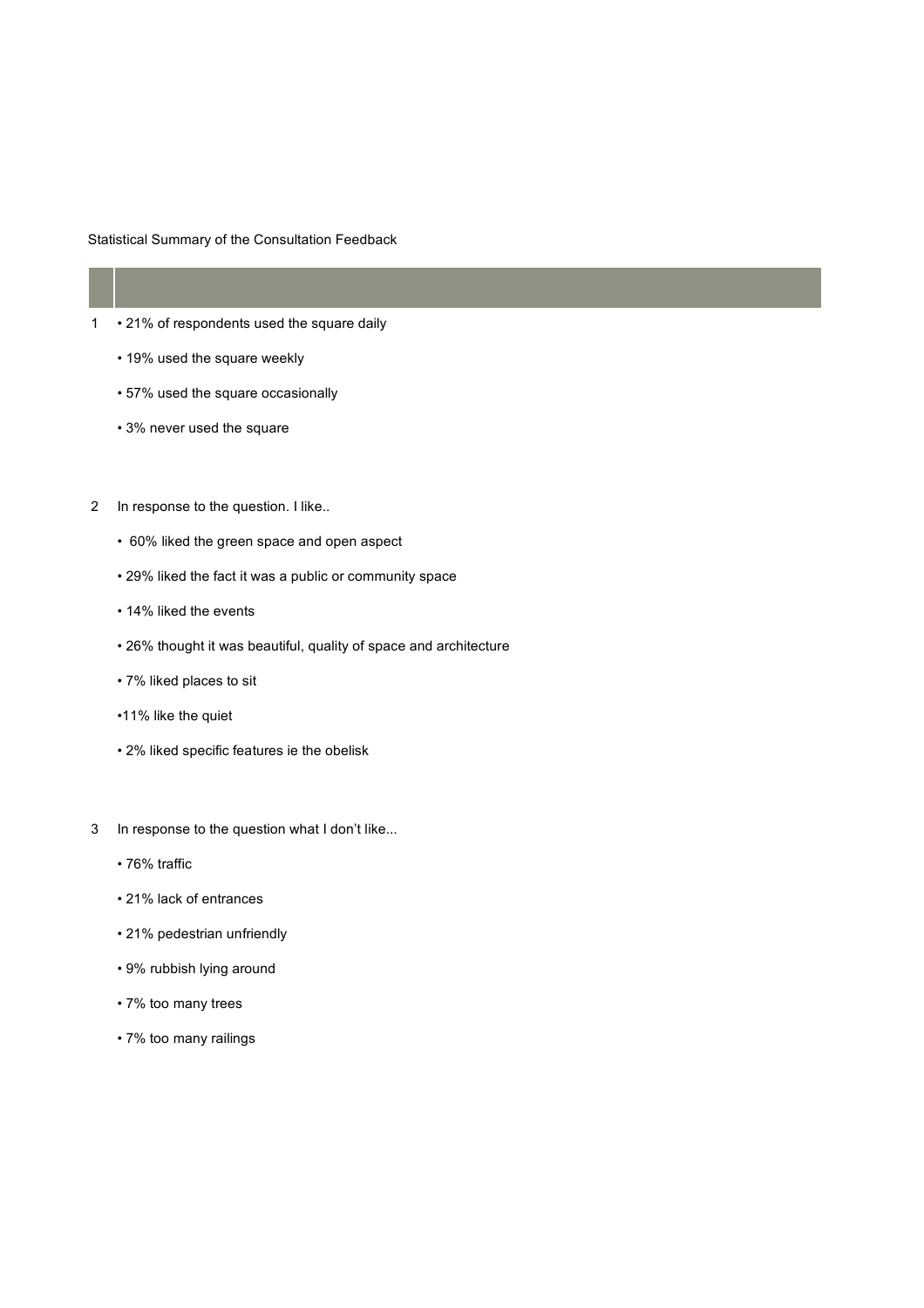Statistical Summary of the Consultation Feedback

1. • 21% of respondents used the square daily
   • 19% used the square weekly
   • 57% used the square occasionally
   • 3% never used the square

2. In response to the question. I like..
   • 60% liked the green space and open aspect
   • 29% liked the fact it was a public or community space
   • 14% liked the events
   • 26% thought it was beautiful, quality of space and architecture
   • 7% liked places to sit
   •11% like the quiet
   • 2% liked specific features ie the obelisk

3. In response to the question what I don't like...
   • 76% traffic
   • 21% lack of entrances
   • 21% pedestrian unfriendly
   • 9% rubbish lying around
   • 7% too many trees
   • 7% too many railings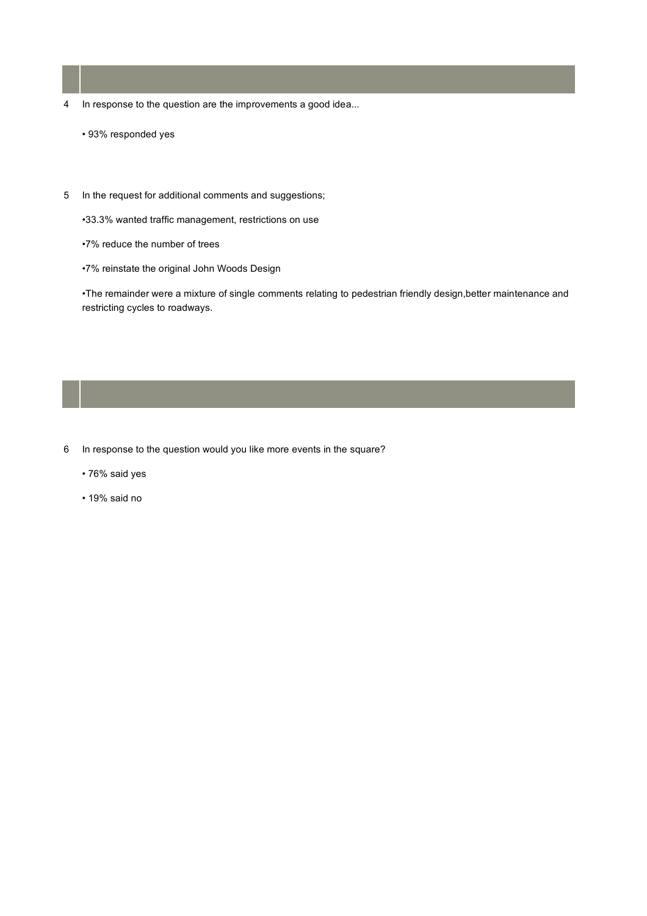4 In response to the question are the improvements a good idea...

- 93% responded yes

5 In the request for additional comments and suggestions;

- 33.3% wanted traffic management, restrictions on use
- 7% reduce the number of trees
- 7% reinstate the original John Woods Design
- The remainder were a mixture of single comments relating to pedestrian friendly design,better maintenance and restricting cycles to roadways.

6 In response to the question would you like more events in the square?

- 76% said yes
- 19% said no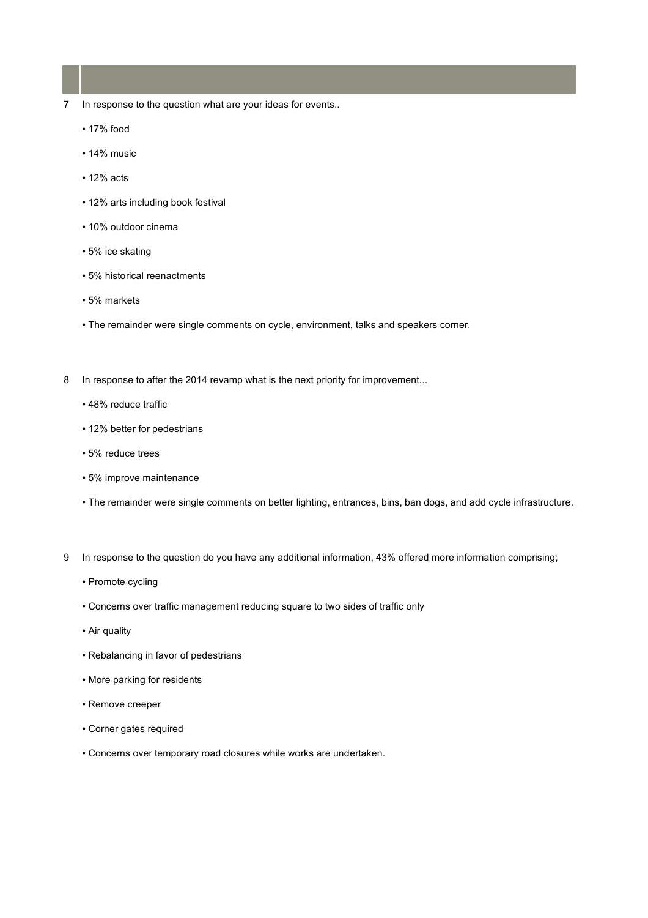7 In response to the question what are your ideas for events..

- 17% food
- 14% music
- 12% acts
- 12% arts including book festival
- 10% outdoor cinema
- 5% ice skating
- 5% historical reenactments
- 5% markets
- The remainder were single comments on cycle, environment, talks and speakers corner.

8 In response to after the 2014 revamp what is the next priority for improvement...

- 48% reduce traffic
- 12% better for pedestrians
- 5% reduce trees
- 5% improve maintenance
- The remainder were single comments on better lighting, entrances, bins, ban dogs, and add cycle infrastructure.

9 In response to the question do you have any additional information, 43% offered more information comprising;

- Promote cycling
- Concerns over traffic management reducing square to two sides of traffic only
- Air quality
- Rebalancing in favor of pedestrians
- More parking for residents
- Remove creeper
- Corner gates required
- Concerns over temporary road closures while works are undertaken.